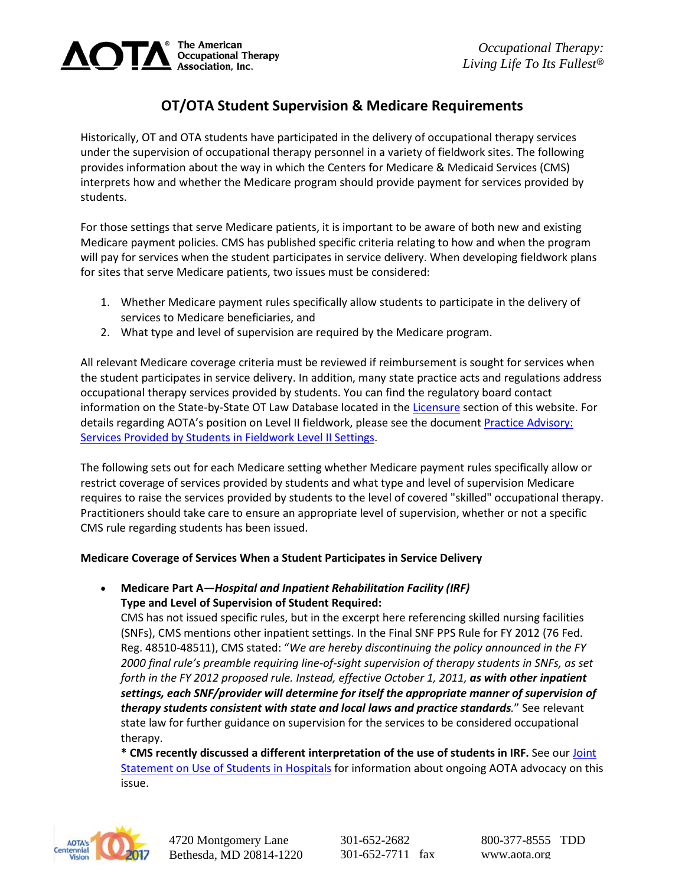# OT/OTA Student Supervision & Medicare Requirements

Historically, OT and OTA students have participated in the delivery of occupational therapy services under the supervision of occupational therapy personnel in a variety of fieldwork sites. The following provides information about the way in which the Centers for Medicare & Medicaid Services (CMS) interprets how and whether the Medicare program should provide payment for services provided by students.

For those settings that serve Medicare patients, it is important to be aware of both new and existing Medicare payment policies. CMS has published specific criteria relating to how and when the program will pay for services when the student participates in service delivery. When developing fieldwork plans for sites that serve Medicare patients, two issues must be considered:

1. Whether Medicare payment rules specifically allow students to participate in the delivery of services to Medicare beneficiaries, and
2. What type and level of supervision are required by the Medicare program.

All relevant Medicare coverage criteria must be reviewed if reimbursement is sought for services when the student participates in service delivery. In addition, many state practice acts and regulations address occupational therapy services provided by students. You can find the regulatory board contact information on the State-by-State OT Law Database located in the Licensure section of this website. For details regarding AOTA's position on Level II fieldwork, please see the document Practice Advisory: Services Provided by Students in Fieldwork Level II Settings.

The following sets out for each Medicare setting whether Medicare payment rules specifically allow or restrict coverage of services provided by students and what type and level of supervision Medicare requires to raise the services provided by students to the level of covered "skilled" occupational therapy. Practitioners should take care to ensure an appropriate level of supervision, whether or not a specific CMS rule regarding students has been issued.

**Medicare Coverage of Services When a Student Participates in Service Delivery**

- **Medicare Part A—*Hospital and Inpatient Rehabilitation Facility (IRF)***
  **Type and Level of Supervision of Student Required:**
  CMS has not issued specific rules, but in the excerpt here referencing skilled nursing facilities (SNFs), CMS mentions other inpatient settings. In the Final SNF PPS Rule for FY 2012 (76 Fed. Reg. 48510-48511), CMS stated: "*We are hereby discontinuing the policy announced in the FY 2000 final rule's preamble requiring line-of-sight supervision of therapy students in SNFs, as set forth in the FY 2012 proposed rule. Instead, effective October 1, 2011,* ***as with other inpatient settings, each SNF/provider will determine for itself the appropriate manner of supervision of therapy students consistent with state and local laws and practice standards****.*" See relevant state law for further guidance on supervision for the services to be considered occupational therapy.
  **\* CMS recently discussed a different interpretation of the use of students in IRF.** See our Joint Statement on Use of Students in Hospitals for information about ongoing AOTA advocacy on this issue.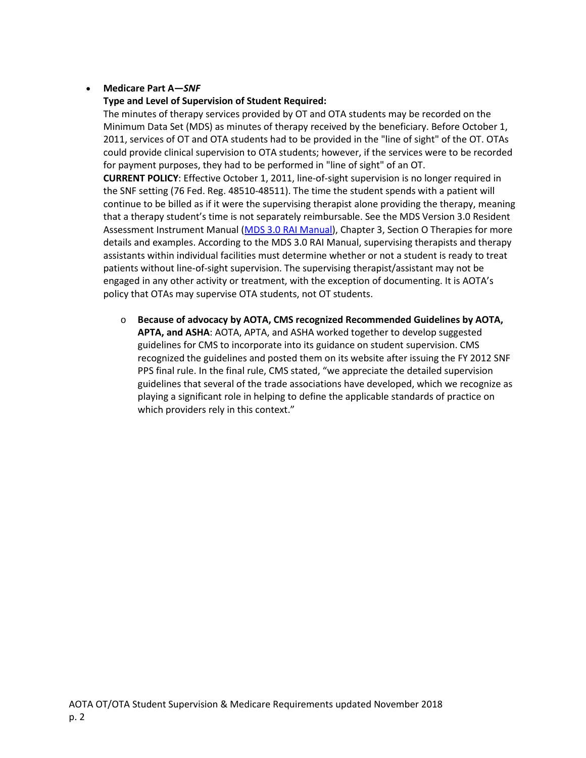- **Medicare Part A—*SNF***

  **Type and Level of Supervision of Student Required:**

  The minutes of therapy services provided by OT and OTA students may be recorded on the Minimum Data Set (MDS) as minutes of therapy received by the beneficiary. Before October 1, 2011, services of OT and OTA students had to be provided in the "line of sight" of the OT. OTAs could provide clinical supervision to OTA students; however, if the services were to be recorded for payment purposes, they had to be performed in "line of sight" of an OT.

  **CURRENT POLICY**: Effective October 1, 2011, line-of-sight supervision is no longer required in the SNF setting (76 Fed. Reg. 48510-48511). The time the student spends with a patient will continue to be billed as if it were the supervising therapist alone providing the therapy, meaning that a therapy student's time is not separately reimbursable. See the MDS Version 3.0 Resident Assessment Instrument Manual (MDS 3.0 RAI Manual), Chapter 3, Section O Therapies for more details and examples. According to the MDS 3.0 RAI Manual, supervising therapists and therapy assistants within individual facilities must determine whether or not a student is ready to treat patients without line-of-sight supervision. The supervising therapist/assistant may not be engaged in any other activity or treatment, with the exception of documenting. It is AOTA's policy that OTAs may supervise OTA students, not OT students.

  - **Because of advocacy by AOTA, CMS recognized Recommended Guidelines by AOTA, APTA, and ASHA**: AOTA, APTA, and ASHA worked together to develop suggested guidelines for CMS to incorporate into its guidance on student supervision. CMS recognized the guidelines and posted them on its website after issuing the FY 2012 SNF PPS final rule. In the final rule, CMS stated, "we appreciate the detailed supervision guidelines that several of the trade associations have developed, which we recognize as playing a significant role in helping to define the applicable standards of practice on which providers rely in this context."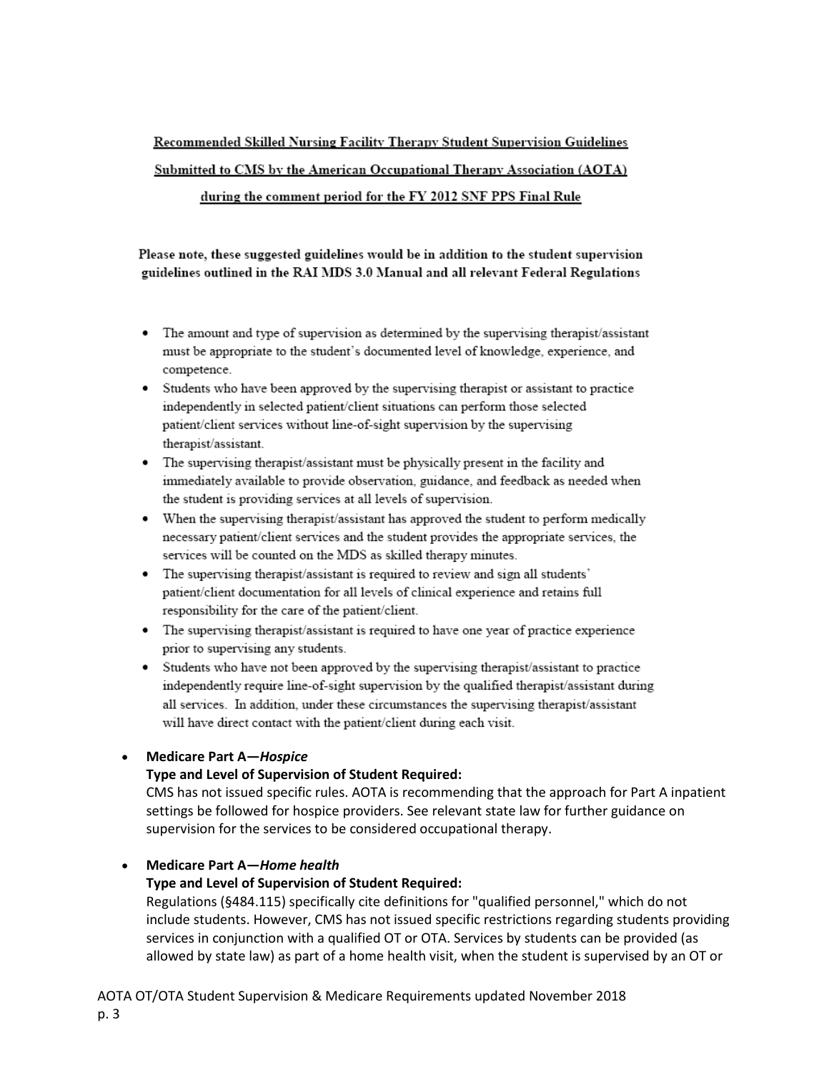**Recommended Skilled Nursing Facility Therapy Student Supervision Guidelines**

**Submitted to CMS by the American Occupational Therapy Association (AOTA)**

**during the comment period for the FY 2012 SNF PPS Final Rule**

**Please note, these suggested guidelines would be in addition to the student supervision guidelines outlined in the RAI MDS 3.0 Manual and all relevant Federal Regulations**

- The amount and type of supervision as determined by the supervising therapist/assistant must be appropriate to the student's documented level of knowledge, experience, and competence.
- Students who have been approved by the supervising therapist or assistant to practice independently in selected patient/client situations can perform those selected patient/client services without line-of-sight supervision by the supervising therapist/assistant.
- The supervising therapist/assistant must be physically present in the facility and immediately available to provide observation, guidance, and feedback as needed when the student is providing services at all levels of supervision.
- When the supervising therapist/assistant has approved the student to perform medically necessary patient/client services and the student provides the appropriate services, the services will be counted on the MDS as skilled therapy minutes.
- The supervising therapist/assistant is required to review and sign all students' patient/client documentation for all levels of clinical experience and retains full responsibility for the care of the patient/client.
- The supervising therapist/assistant is required to have one year of practice experience prior to supervising any students.
- Students who have not been approved by the supervising therapist/assistant to practice independently require line-of-sight supervision by the qualified therapist/assistant during all services. In addition, under these circumstances the supervising therapist/assistant will have direct contact with the patient/client during each visit.

- **Medicare Part A—*Hospice***
  **Type and Level of Supervision of Student Required:**
  CMS has not issued specific rules. AOTA is recommending that the approach for Part A inpatient settings be followed for hospice providers. See relevant state law for further guidance on supervision for the services to be considered occupational therapy.

- **Medicare Part A—*Home health***
  **Type and Level of Supervision of Student Required:**
  Regulations (§484.115) specifically cite definitions for "qualified personnel," which do not include students. However, CMS has not issued specific restrictions regarding students providing services in conjunction with a qualified OT or OTA. Services by students can be provided (as allowed by state law) as part of a home health visit, when the student is supervised by an OT or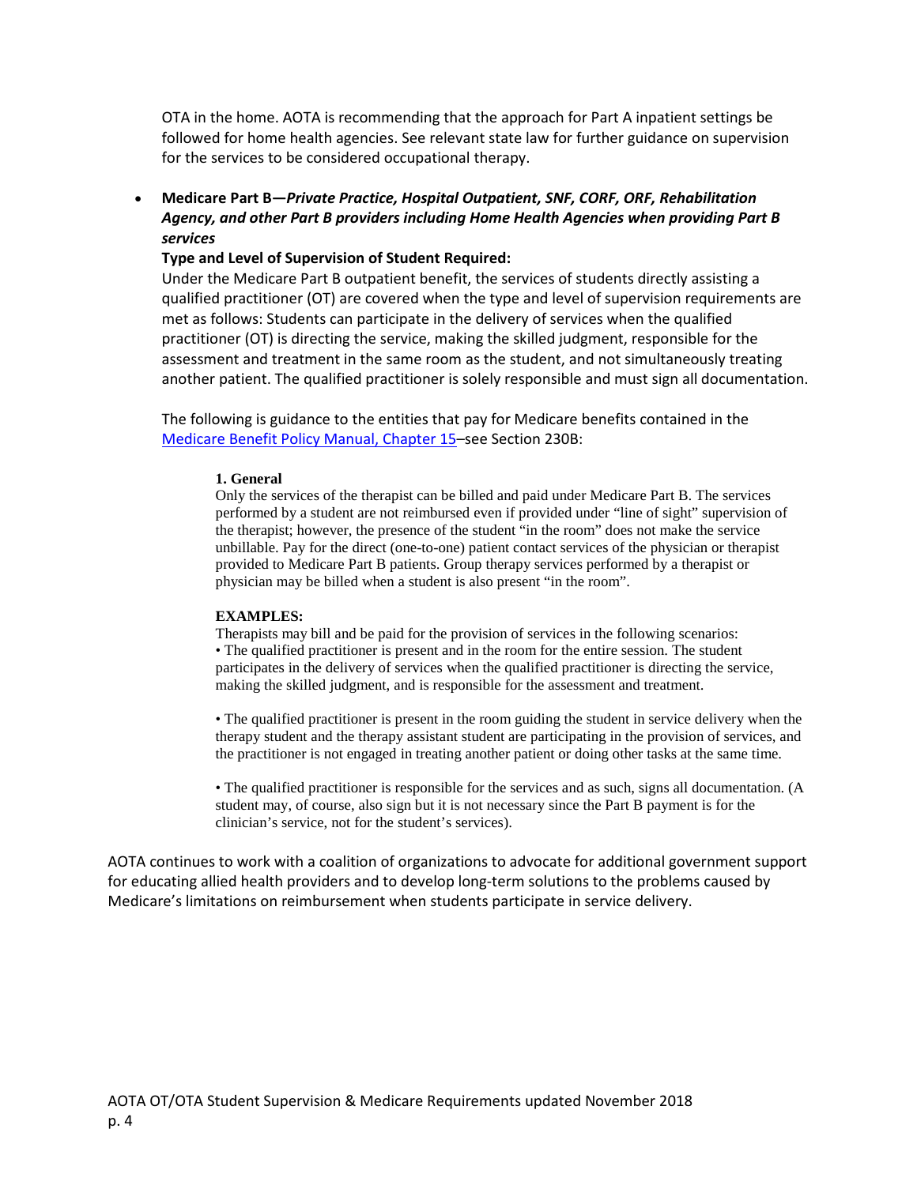OTA in the home. AOTA is recommending that the approach for Part A inpatient settings be followed for home health agencies. See relevant state law for further guidance on supervision for the services to be considered occupational therapy.

- **Medicare Part B—*Private Practice, Hospital Outpatient, SNF, CORF, ORF, Rehabilitation Agency, and other Part B providers including Home Health Agencies when providing Part B services***

  **Type and Level of Supervision of Student Required:**

  Under the Medicare Part B outpatient benefit, the services of students directly assisting a qualified practitioner (OT) are covered when the type and level of supervision requirements are met as follows: Students can participate in the delivery of services when the qualified practitioner (OT) is directing the service, making the skilled judgment, responsible for the assessment and treatment in the same room as the student, and not simultaneously treating another patient. The qualified practitioner is solely responsible and must sign all documentation.

  The following is guidance to the entities that pay for Medicare benefits contained in the [Medicare Benefit Policy Manual, Chapter 15](Medicare Benefit Policy Manual, Chapter 15)–see Section 230B:

  > **1. General**
  >
  > Only the services of the therapist can be billed and paid under Medicare Part B. The services performed by a student are not reimbursed even if provided under "line of sight" supervision of the therapist; however, the presence of the student "in the room" does not make the service unbillable. Pay for the direct (one-to-one) patient contact services of the physician or therapist provided to Medicare Part B patients. Group therapy services performed by a therapist or physician may be billed when a student is also present "in the room".
  >
  > **EXAMPLES:**
  >
  > Therapists may bill and be paid for the provision of services in the following scenarios:
  >
  > • The qualified practitioner is present and in the room for the entire session. The student participates in the delivery of services when the qualified practitioner is directing the service, making the skilled judgment, and is responsible for the assessment and treatment.
  >
  > • The qualified practitioner is present in the room guiding the student in service delivery when the therapy student and the therapy assistant student are participating in the provision of services, and the practitioner is not engaged in treating another patient or doing other tasks at the same time.
  >
  > • The qualified practitioner is responsible for the services and as such, signs all documentation. (A student may, of course, also sign but it is not necessary since the Part B payment is for the clinician's service, not for the student's services).

AOTA continues to work with a coalition of organizations to advocate for additional government support for educating allied health providers and to develop long-term solutions to the problems caused by Medicare's limitations on reimbursement when students participate in service delivery.